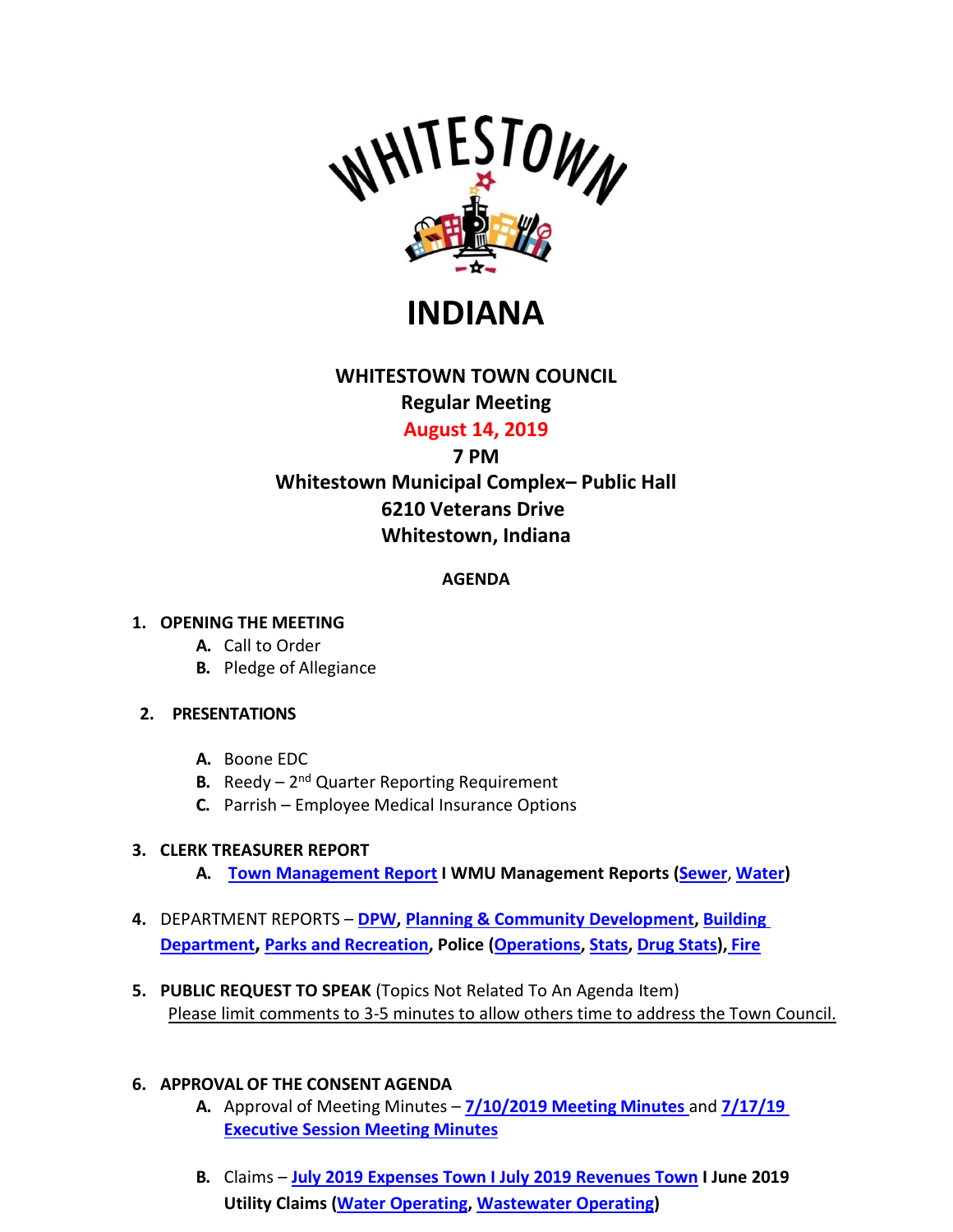WHITESTOWN

# INDIANA

**WHITESTOWN TOWN COUNCIL**
**Regular Meeting**
**August 14, 2019**
**7 PM**
**Whitestown Municipal Complex– Public Hall**
**6210 Veterans Drive**
**Whitestown, Indiana**

**AGENDA**

1. **OPENING THE MEETING**
   - **A.** Call to Order
   - **B.** Pledge of Allegiance

2. **PRESENTATIONS**
   - **A.** Boone EDC
   - **B.** Reedy – 2nd Quarter Reporting Requirement
   - **C.** Parrish – Employee Medical Insurance Options

3. **CLERK TREASURER REPORT**
   - **A.** **Town Management Report I WMU Management Reports (Sewer, Water)**

4. DEPARTMENT REPORTS – **DPW, Planning & Community Development, Building Department, Parks and Recreation, Police (Operations, Stats, Drug Stats), Fire**

5. **PUBLIC REQUEST TO SPEAK** (Topics Not Related To An Agenda Item)
   Please limit comments to 3-5 minutes to allow others time to address the Town Council.

6. **APPROVAL OF THE CONSENT AGENDA**
   - **A.** Approval of Meeting Minutes – **7/10/2019 Meeting Minutes** and **7/17/19 Executive Session Meeting Minutes**
   - **B.** Claims – **July 2019 Expenses Town I July 2019 Revenues Town I June 2019 Utility Claims (Water Operating, Wastewater Operating)**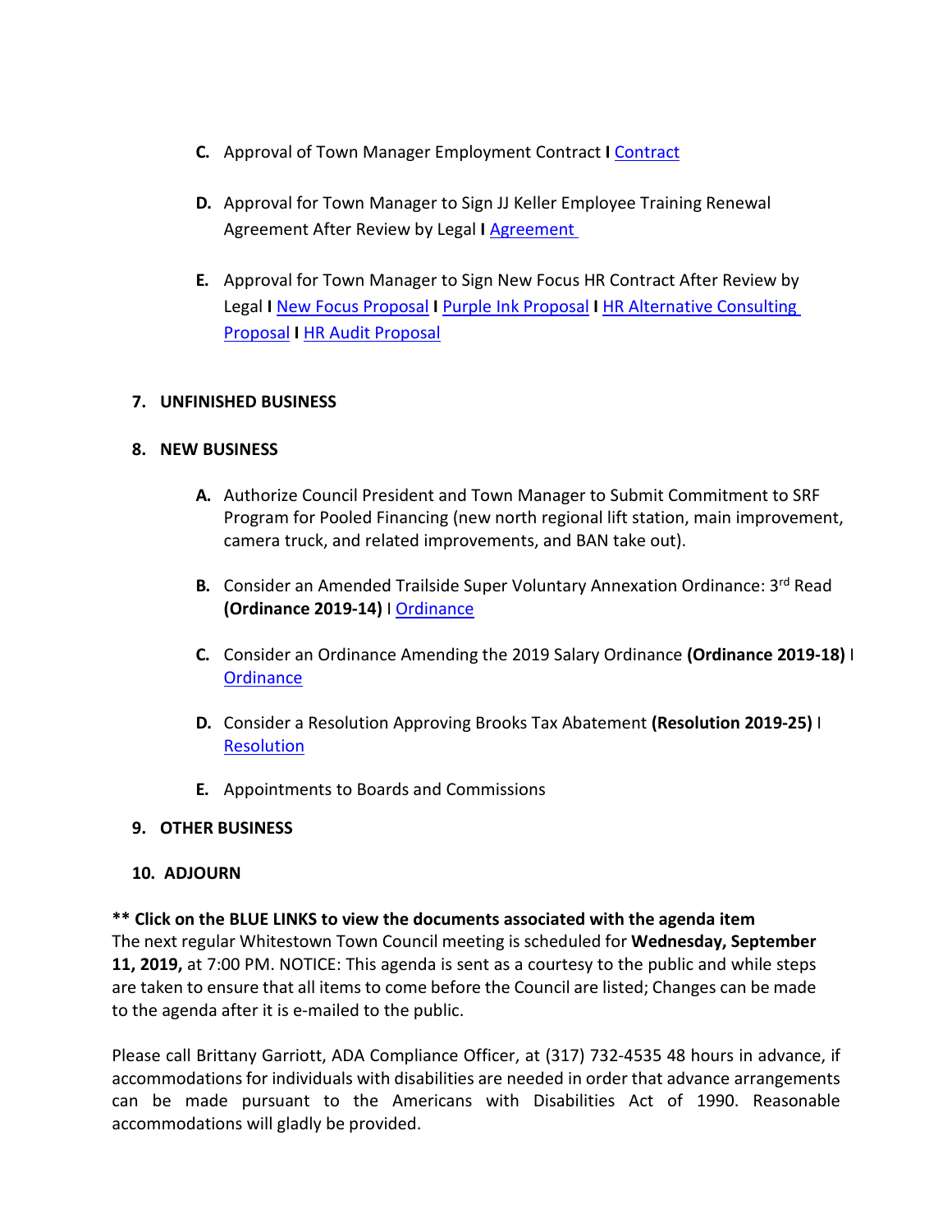C. Approval of Town Manager Employment Contract **I** Contract

D. Approval for Town Manager to Sign JJ Keller Employee Training Renewal Agreement After Review by Legal **I** Agreement

E. Approval for Town Manager to Sign New Focus HR Contract After Review by Legal **I** New Focus Proposal **I** Purple Ink Proposal **I** HR Alternative Consulting Proposal **I** HR Audit Proposal

**7. UNFINISHED BUSINESS**

**8. NEW BUSINESS**

A. Authorize Council President and Town Manager to Submit Commitment to SRF Program for Pooled Financing (new north regional lift station, main improvement, camera truck, and related improvements, and BAN take out).

B. Consider an Amended Trailside Super Voluntary Annexation Ordinance: 3rd Read **(Ordinance 2019-14)** I Ordinance

C. Consider an Ordinance Amending the 2019 Salary Ordinance **(Ordinance 2019-18)** I Ordinance

D. Consider a Resolution Approving Brooks Tax Abatement **(Resolution 2019-25)** I Resolution

E. Appointments to Boards and Commissions

**9. OTHER BUSINESS**

**10. ADJOURN**

**** Click on the BLUE LINKS to view the documents associated with the agenda item**
The next regular Whitestown Town Council meeting is scheduled for **Wednesday, September 11, 2019,** at 7:00 PM. NOTICE: This agenda is sent as a courtesy to the public and while steps are taken to ensure that all items to come before the Council are listed; Changes can be made to the agenda after it is e-mailed to the public.

Please call Brittany Garriott, ADA Compliance Officer, at (317) 732-4535 48 hours in advance, if accommodations for individuals with disabilities are needed in order that advance arrangements can be made pursuant to the Americans with Disabilities Act of 1990. Reasonable accommodations will gladly be provided.